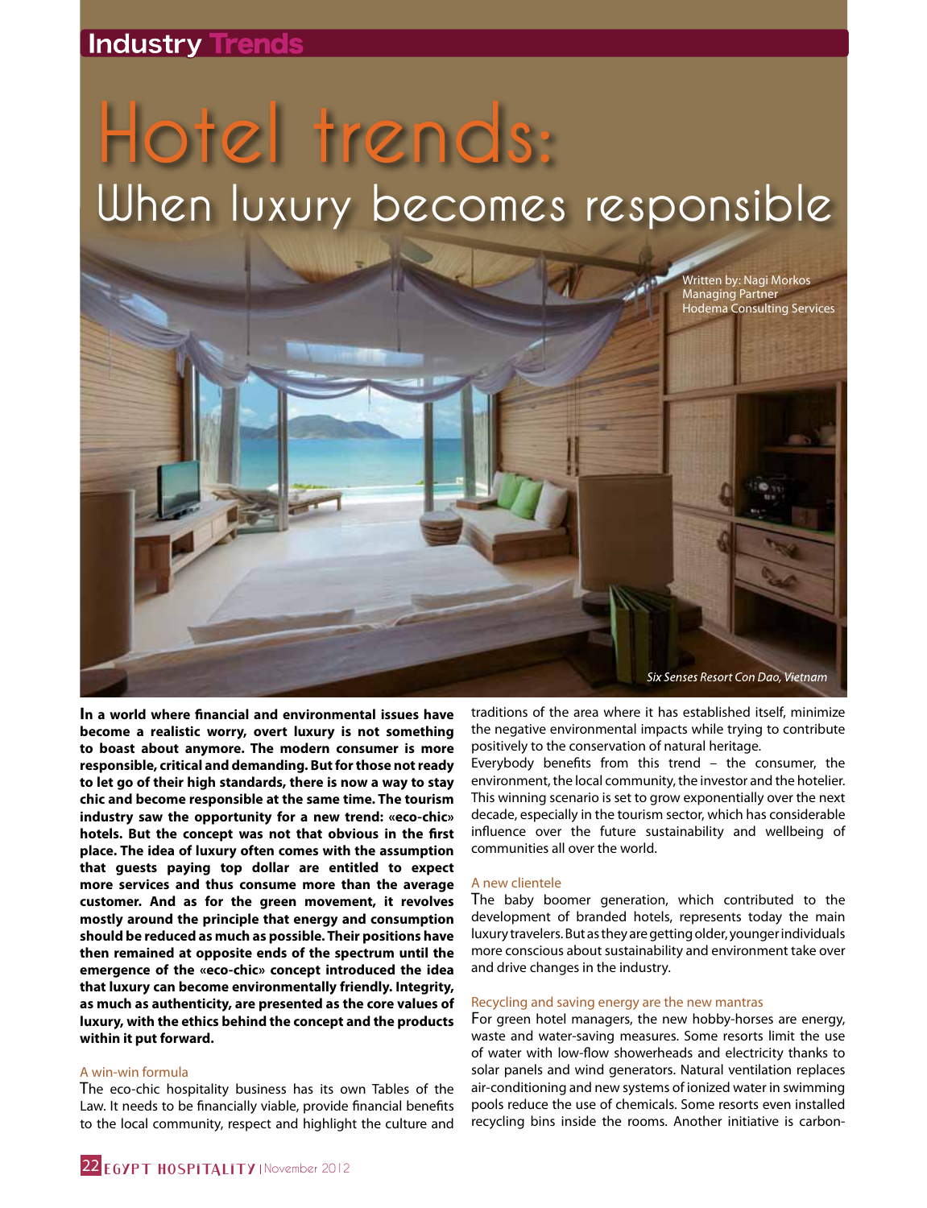Industry Trends

# Hotel trends:
## When luxury becomes responsible

Written by: Nagi Morkos
Managing Partner
Hodema Consulting Services

*Six Senses Resort Con Dao, Vietnam*

**In a world where financial and environmental issues have become a realistic worry, overt luxury is not something to boast about anymore. The modern consumer is more responsible, critical and demanding. But for those not ready to let go of their high standards, there is now a way to stay chic and become responsible at the same time. The tourism industry saw the opportunity for a new trend: «eco-chic» hotels. But the concept was not that obvious in the first place. The idea of luxury often comes with the assumption that guests paying top dollar are entitled to expect more services and thus consume more than the average customer. And as for the green movement, it revolves mostly around the principle that energy and consumption should be reduced as much as possible. Their positions have then remained at opposite ends of the spectrum until the emergence of the «eco-chic» concept introduced the idea that luxury can become environmentally friendly. Integrity, as much as authenticity, are presented as the core values of luxury, with the ethics behind the concept and the products within it put forward.**

### A win-win formula

The eco-chic hospitality business has its own Tables of the Law. It needs to be financially viable, provide financial benefits to the local community, respect and highlight the culture and traditions of the area where it has established itself, minimize the negative environmental impacts while trying to contribute positively to the conservation of natural heritage.

Everybody benefits from this trend – the consumer, the environment, the local community, the investor and the hotelier. This winning scenario is set to grow exponentially over the next decade, especially in the tourism sector, which has considerable influence over the future sustainability and wellbeing of communities all over the world.

### A new clientele

The baby boomer generation, which contributed to the development of branded hotels, represents today the main luxury travelers. But as they are getting older, younger individuals more conscious about sustainability and environment take over and drive changes in the industry.

### Recycling and saving energy are the new mantras

For green hotel managers, the new hobby-horses are energy, waste and water-saving measures. Some resorts limit the use of water with low-flow showerheads and electricity thanks to solar panels and wind generators. Natural ventilation replaces air-conditioning and new systems of ionized water in swimming pools reduce the use of chemicals. Some resorts even installed recycling bins inside the rooms. Another initiative is carbon-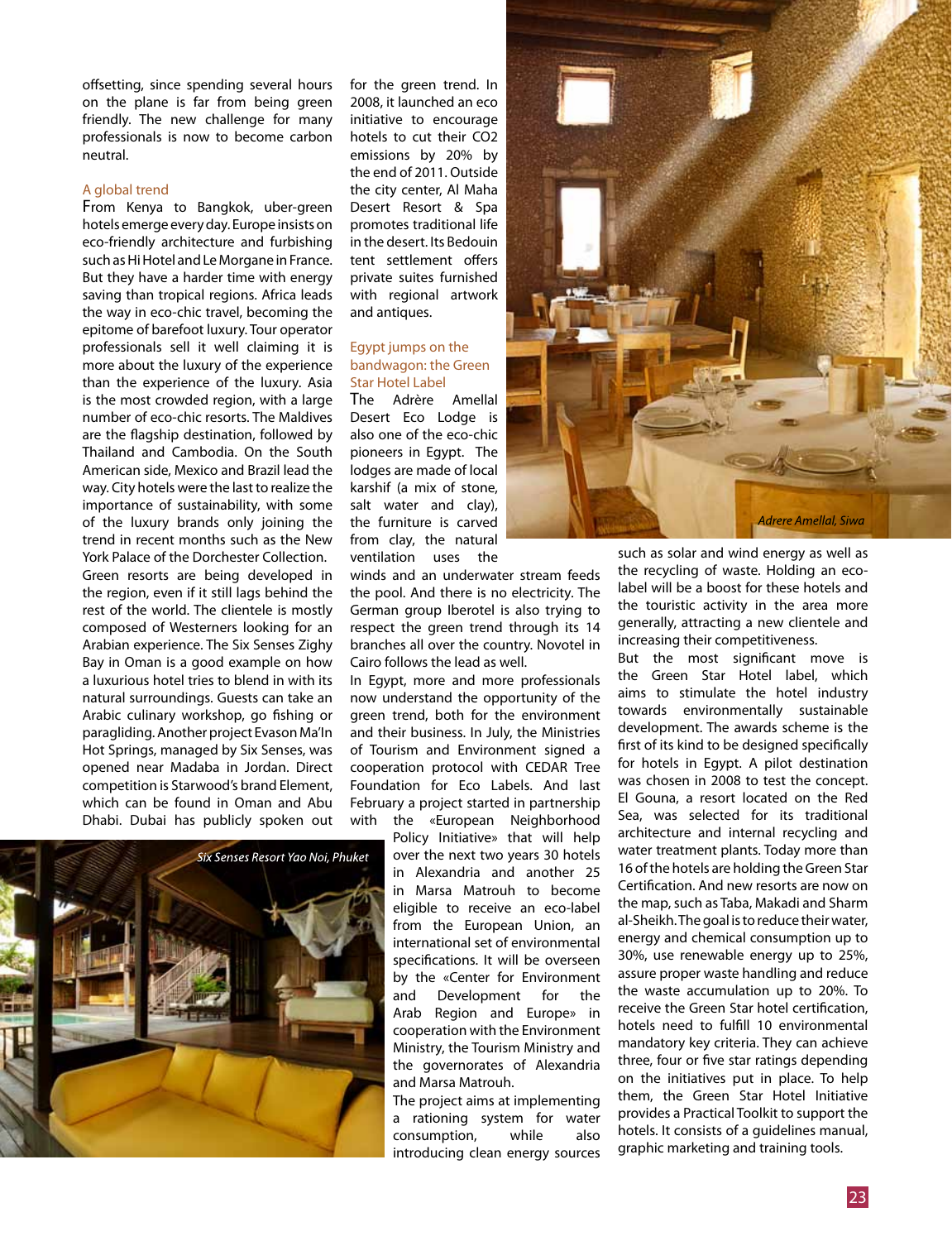offsetting, since spending several hours on the plane is far from being green friendly. The new challenge for many professionals is now to become carbon neutral.

## A global trend

From Kenya to Bangkok, uber-green hotels emerge every day. Europe insists on eco-friendly architecture and furbishing such as Hi Hotel and Le Morgane in France. But they have a harder time with energy saving than tropical regions. Africa leads the way in eco-chic travel, becoming the epitome of barefoot luxury. Tour operator professionals sell it well claiming it is more about the luxury of the experience than the experience of the luxury. Asia is the most crowded region, with a large number of eco-chic resorts. The Maldives are the flagship destination, followed by Thailand and Cambodia. On the South American side, Mexico and Brazil lead the way. City hotels were the last to realize the importance of sustainability, with some of the luxury brands only joining the trend in recent months such as the New York Palace of the Dorchester Collection.

Green resorts are being developed in the region, even if it still lags behind the rest of the world. The clientele is mostly composed of Westerners looking for an Arabian experience. The Six Senses Zighy Bay in Oman is a good example on how a luxurious hotel tries to blend in with its natural surroundings. Guests can take an Arabic culinary workshop, go fishing or paragliding. Another project Evason Ma'In Hot Springs, managed by Six Senses, was opened near Madaba in Jordan. Direct competition is Starwood's brand Element, which can be found in Oman and Abu Dhabi. Dubai has publicly spoken out for the green trend. In 2008, it launched an eco initiative to encourage hotels to cut their $CO_2$ emissions by 20% by the end of 2011. Outside the city center, Al Maha Desert Resort & Spa promotes traditional life in the desert. Its Bedouin tent settlement offers private suites furnished with regional artwork and antiques.

Six Senses Resort Yao Noi, Phuket

## Egypt jumps on the bandwagon: the Green Star Hotel Label

The Adrère Amellal Desert Eco Lodge is also one of the eco-chic pioneers in Egypt. The lodges are made of local karshif (a mix of stone, salt water and clay), the furniture is carved from clay, the natural ventilation uses the winds and an underwater stream feeds the pool. And there is no electricity. The German group Iberotel is also trying to respect the green trend through its 14 branches all over the country. Novotel in Cairo follows the lead as well.

In Egypt, more and more professionals now understand the opportunity of the green trend, both for the environment and their business. In July, the Ministries of Tourism and Environment signed a cooperation protocol with CEDAR Tree Foundation for Eco Labels. And last February a project started in partnership with the «European Neighborhood Policy Initiative» that will help over the next two years 30 hotels in Alexandria and another 25 in Marsa Matrouh to become eligible to receive an eco-label from the European Union, an international set of environmental specifications. It will be overseen by the «Center for Environment and Development for the Arab Region and Europe» in cooperation with the Environment Ministry, the Tourism Ministry and the governorates of Alexandria and Marsa Matrouh.

The project aims at implementing a rationing system for water consumption, while also introducing clean energy sources such as solar and wind energy as well as the recycling of waste. Holding an eco-label will be a boost for these hotels and the touristic activity in the area more generally, attracting a new clientele and increasing their competitiveness.

Adrere Amellal, Siwa

But the most significant move is the Green Star Hotel label, which aims to stimulate the hotel industry towards environmentally sustainable development. The awards scheme is the first of its kind to be designed specifically for hotels in Egypt. A pilot destination was chosen in 2008 to test the concept. El Gouna, a resort located on the Red Sea, was selected for its traditional architecture and internal recycling and water treatment plants. Today more than 16 of the hotels are holding the Green Star Certification. And new resorts are now on the map, such as Taba, Makadi and Sharm al-Sheikh. The goal is to reduce their water, energy and chemical consumption up to 30%, use renewable energy up to 25%, assure proper waste handling and reduce the waste accumulation up to 20%. To receive the Green Star hotel certification, hotels need to fulfill 10 environmental mandatory key criteria. They can achieve three, four or five star ratings depending on the initiatives put in place. To help them, the Green Star Hotel Initiative provides a Practical Toolkit to support the hotels. It consists of a guidelines manual, graphic marketing and training tools.